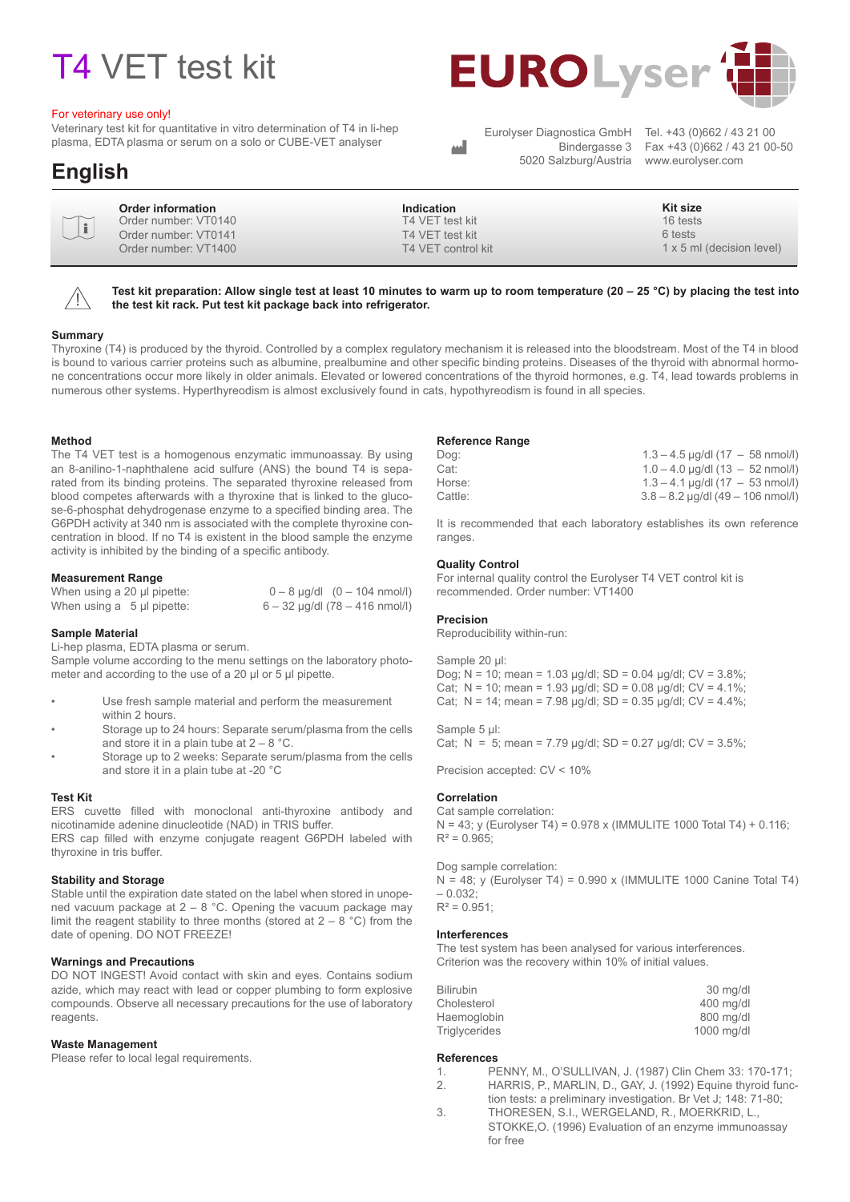# T4 VET test kit

For veterinary use only!

Veterinary test kit for quantitative in vitro determination of T4 in li-hep plasma, EDTA plasma or serum on a solo or CUBE-VET analyser

EUROLyser

Eurolyser Diagnostica GmbH
Bindergasse 3
5020 Salzburg/Austria

Tel. +43 (0)662 / 43 21 00
Fax +43 (0)662 / 43 21 00-50
www.eurolyser.com

## English

| Order information | Indication | Kit size |
|---|---|---|
| Order number: VT0140 | T4 VET test kit | 16 tests |
| Order number: VT0141 | T4 VET test kit | 6 tests |
| Order number: VT1400 | T4 VET control kit | 1 x 5 ml (decision level) |

**Test kit preparation: Allow single test at least 10 minutes to warm up to room temperature (20 – 25 °C) by placing the test into the test kit rack. Put test kit package back into refrigerator.**

### Summary

Thyroxine (T4) is produced by the thyroid. Controlled by a complex regulatory mechanism it is released into the bloodstream. Most of the T4 in blood is bound to various carrier proteins such as albumine, prealbumine and other specific binding proteins. Diseases of the thyroid with abnormal hormone concentrations occur more likely in older animals. Elevated or lowered concentrations of the thyroid hormones, e.g. T4, lead towards problems in numerous other systems. Hyperthyreodism is almost exclusively found in cats, hypothyreodism is found in all species.

### Method

The T4 VET test is a homogenous enzymatic immunoassay. By using an 8-anilino-1-naphthalene acid sulfure (ANS) the bound T4 is separated from its binding proteins. The separated thyroxine released from blood competes afterwards with a thyroxine that is linked to the glucose-6-phosphat dehydrogenase enzyme to a specified binding area. The G6PDH activity at 340 nm is associated with the complete thyroxine concentration in blood. If no T4 is existent in the blood sample the enzyme activity is inhibited by the binding of a specific antibody.

### Measurement Range

| | |
|---|---|
| When using a 20 µl pipette: | 0 – 8 µg/dl (0 – 104 nmol/l) |
| When using a 5 µl pipette: | 6 – 32 µg/dl (78 – 416 nmol/l) |

### Sample Material

Li-hep plasma, EDTA plasma or serum.
Sample volume according to the menu settings on the laboratory photometer and according to the use of a 20 µl or 5 µl pipette.

- Use fresh sample material and perform the measurement within 2 hours.
- Storage up to 24 hours: Separate serum/plasma from the cells and store it in a plain tube at 2 – 8 °C.
- Storage up to 2 weeks: Separate serum/plasma from the cells and store it in a plain tube at -20 °C

### Test Kit

ERS cuvette filled with monoclonal anti-thyroxine antibody and nicotinamide adenine dinucleotide (NAD) in TRIS buffer.
ERS cap filled with enzyme conjugate reagent G6PDH labeled with thyroxine in tris buffer.

### Stability and Storage

Stable until the expiration date stated on the label when stored in unopened vacuum package at 2 – 8 °C. Opening the vacuum package may limit the reagent stability to three months (stored at 2 – 8 °C) from the date of opening. DO NOT FREEZE!

### Warnings and Precautions

DO NOT INGEST! Avoid contact with skin and eyes. Contains sodium azide, which may react with lead or copper plumbing to form explosive compounds. Observe all necessary precautions for the use of laboratory reagents.

### Waste Management

Please refer to local legal requirements.

### Reference Range

| | |
|---|---|
| Dog: | 1.3 – 4.5 µg/dl (17 – 58 nmol/l) |
| Cat: | 1.0 – 4.0 µg/dl (13 – 52 nmol/l) |
| Horse: | 1.3 – 4.1 µg/dl (17 – 53 nmol/l) |
| Cattle: | 3.8 – 8.2 µg/dl (49 – 106 nmol/l) |

It is recommended that each laboratory establishes its own reference ranges.

### Quality Control

For internal quality control the Eurolyser T4 VET control kit is recommended. Order number: VT1400

### Precision

Reproducibility within-run:

Sample 20 µl:
Dog; N = 10; mean = 1.03 µg/dl; SD = 0.04 µg/dl; CV = 3.8%;
Cat; N = 10; mean = 1.93 µg/dl; SD = 0.08 µg/dl; CV = 4.1%;
Cat; N = 14; mean = 7.98 µg/dl; SD = 0.35 µg/dl; CV = 4.4%;

Sample 5 µl:
Cat; N = 5; mean = 7.79 µg/dl; SD = 0.27 µg/dl; CV = 3.5%;

Precision accepted: CV < 10%

### Correlation

Cat sample correlation:
N = 43; y (Eurolyser T4) = 0.978 x (IMMULITE 1000 Total T4) + 0.116;
$R^2 = 0.965$;

Dog sample correlation:
N = 48; y (Eurolyser T4) = 0.990 x (IMMULITE 1000 Canine Total T4) – 0.032;
$R^2 = 0.951$;

### Interferences

The test system has been analysed for various interferences. Criterion was the recovery within 10% of initial values.

| | |
|---|---|
| Bilirubin | 30 mg/dl |
| Cholesterol | 400 mg/dl |
| Haemoglobin | 800 mg/dl |
| Triglycerides | 1000 mg/dl |

### References

1. PENNY, M., O'SULLIVAN, J. (1987) Clin Chem 33: 170-171;
2. HARRIS, P., MARLIN, D., GAY, J. (1992) Equine thyroid function tests: a preliminary investigation. Br Vet J; 148: 71-80;
3. THORESEN, S.I., WERGELAND, R., MOERKRID, L., STOKKE,O. (1996) Evaluation of an enzyme immunoassay for free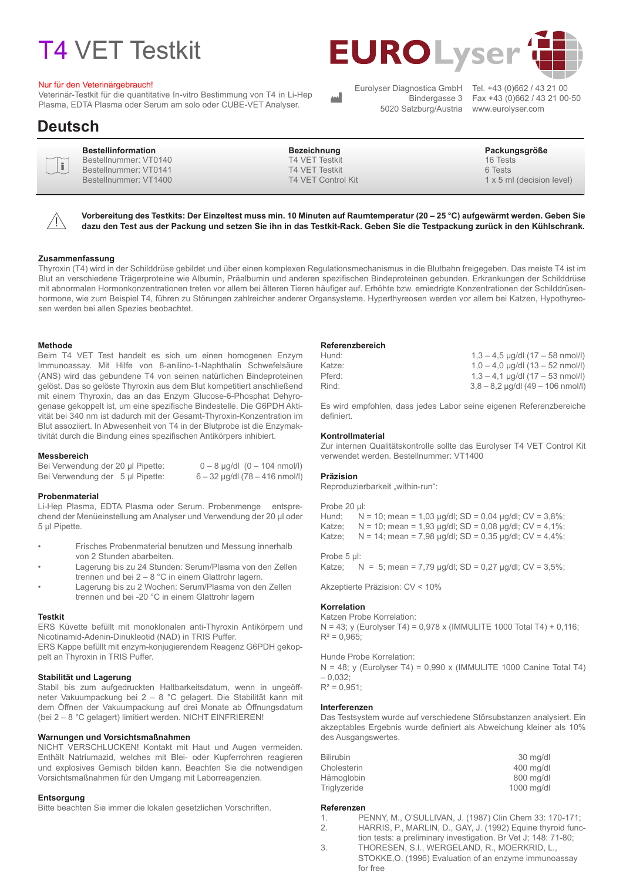# T4 VET Testkit

Nur für den Veterinärgebrauch!

Veterinär-Testkit für die quantitative In-vitro Bestimmung von T4 in Li-Hep Plasma, EDTA Plasma oder Serum am solo oder CUBE-VET Analyser.

EUROLyser

Eurolyser Diagnostica GmbH
Bindergasse 3
5020 Salzburg/Austria

Tel. +43 (0)662 / 43 21 00
Fax +43 (0)662 / 43 21 00-50
www.eurolyser.com

## Deutsch

| Bestellinformation | Bezeichnung | Packungsgröße |
|---|---|---|
| Bestellnummer: VT0140 | T4 VET Testkit | 16 Tests |
| Bestellnummer: VT0141 | T4 VET Testkit | 6 Tests |
| Bestellnummer: VT1400 | T4 VET Control Kit | 1 x 5 ml (decision level) |

**Vorbereitung des Testkits: Der Einzeltest muss min. 10 Minuten auf Raumtemperatur (20 – 25 °C) aufgewärmt werden. Geben Sie dazu den Test aus der Packung und setzen Sie ihn in das Testkit-Rack. Geben Sie die Testpackung zurück in den Kühlschrank.**

### Zusammenfassung

Thyroxin (T4) wird in der Schilddrüse gebildet und über einen komplexen Regulationsmechanismus in die Blutbahn freigegeben. Das meiste T4 ist im Blut an verschiedene Trägerproteine wie Albumin, Präalbumin und anderen spezifischen Bindeproteinen gebunden. Erkrankungen der Schilddrüse mit abnormalen Hormonkonzentrationen treten vor allem bei älteren Tieren häufiger auf. Erhöhte bzw. erniedrigte Konzentrationen der Schilddrüsenhormone, wie zum Beispiel T4, führen zu Störungen zahlreicher anderer Organsysteme. Hyperthyreosen werden vor allem bei Katzen, Hypothyreosen werden bei allen Spezies beobachtet.

### Methode

Beim T4 VET Test handelt es sich um einen homogenen Enzym Immunoassay. Mit Hilfe von 8-anilino-1-Naphthalin Schwefelsäure (ANS) wird das gebundene T4 von seinen natürlichen Bindeproteinen gelöst. Das so gelöste Thyroxin aus dem Blut kompetitiert anschließend mit einem Thyroxin, das an das Enzym Glucose-6-Phosphat Dehydrogenase gekoppelt ist, um eine spezifische Bindestelle. Die G6PDH Aktivität bei 340 nm ist dadurch mit der Gesamt-Thyroxin-Konzentration im Blut assoziiert. In Abwesenheit von T4 in der Blutprobe ist die Enzymaktivität durch die Bindung eines spezifischen Antikörpers inhibiert.

### Messbereich

| | |
|---|---|
| Bei Verwendung der 20 µl Pipette: | 0 – 8 µg/dl (0 – 104 nmol/l) |
| Bei Verwendung der 5 µl Pipette: | 6 – 32 µg/dl (78 – 416 nmol/l) |

### Probenmaterial

Li-Hep Plasma, EDTA Plasma oder Serum. Probenmenge entsprechend der Menüeinstellung am Analyser und Verwendung der 20 µl oder 5 µl Pipette.

- Frisches Probenmaterial benutzen und Messung innerhalb von 2 Stunden abarbeiten.
- Lagerung bis zu 24 Stunden: Serum/Plasma von den Zellen trennen und bei 2 – 8 °C in einem Glattrohr lagern.
- Lagerung bis zu 2 Wochen: Serum/Plasma von den Zellen trennen und bei -20 °C in einem Glattrohr lagern

### Testkit

ERS Küvette befüllt mit monoklonalen anti-Thyroxin Antikörpern und Nicotinamid-Adenin-Dinukleotid (NAD) in TRIS Puffer.
ERS Kappe befüllt mit enzym-konjugierendem Reagenz G6PDH gekoppelt an Thyroxin in TRIS Puffer.

### Stabilität und Lagerung

Stabil bis zum aufgedruckten Haltbarkeitsdatum, wenn in ungeöffneter Vakuumpackung bei 2 – 8 °C gelagert. Die Stabilität kann mit dem Öffnen der Vakuumpackung auf drei Monate ab Öffnungsdatum (bei 2 – 8 °C gelagert) limitiert werden. NICHT EINFRIEREN!

### Warnungen und Vorsichtsmaßnahmen

NICHT VERSCHLUCKEN! Kontakt mit Haut und Augen vermeiden. Enthält Natriumazid, welches mit Blei- oder Kupferrohren reagieren und explosives Gemisch bilden kann. Beachten Sie die notwendigen Vorsichtsmaßnahmen für den Umgang mit Laborreagenzien.

### Entsorgung

Bitte beachten Sie immer die lokalen gesetzlichen Vorschriften.

### Referenzbereich

| | |
|---|---|
| Hund: | 1,3 – 4,5 µg/dl (17 – 58 nmol/l) |
| Katze: | 1,0 – 4,0 µg/dl (13 – 52 nmol/l) |
| Pferd: | 1,3 – 4,1 µg/dl (17 – 53 nmol/l) |
| Rind: | 3,8 – 8,2 µg/dl (49 – 106 nmol/l) |

Es wird empfohlen, dass jedes Labor seine eigenen Referenzbereiche definiert.

### Kontrollmaterial

Zur internen Qualitätskontrolle sollte das Eurolyser T4 VET Control Kit verwendet werden. Bestellnummer: VT1400

### Präzision

Reproduzierbarkeit „within-run":

Probe 20 µl:
Hund; N = 10; mean = 1,03 µg/dl; SD = 0,04 µg/dl; CV = 3,8%;
Katze; N = 10; mean = 1,93 µg/dl; SD = 0,08 µg/dl; CV = 4,1%;
Katze; N = 14; mean = 7,98 µg/dl; SD = 0,35 µg/dl; CV = 4,4%;

Probe 5 µl:
Katze; N = 5; mean = 7,79 µg/dl; SD = 0,27 µg/dl; CV = 3,5%;

Akzeptierte Präzision: CV < 10%

### Korrelation

Katzen Probe Korrelation:
N = 43; y (Eurolyser T4) = 0,978 x (IMMULITE 1000 Total T4) + 0,116; $R^2$ = 0,965;

Hunde Probe Korrelation:
N = 48; y (Eurolyser T4) = 0,990 x (IMMULITE 1000 Canine Total T4) – 0,032;
$R^2$ = 0,951;

### Interferenzen

Das Testsystem wurde auf verschiedene Störsubstanzen analysiert. Ein akzeptables Ergebnis wurde definiert als Abweichung kleiner als 10% des Ausgangswertes.

| | |
|---|---|
| Bilirubin | 30 mg/dl |
| Cholesterin | 400 mg/dl |
| Hämoglobin | 800 mg/dl |
| Triglyzeride | 1000 mg/dl |

### Referenzen

1. PENNY, M., O'SULLIVAN, J. (1987) Clin Chem 33: 170-171;
2. HARRIS, P., MARLIN, D., GAY, J. (1992) Equine thyroid function tests: a preliminary investigation. Br Vet J; 148: 71-80;
3. THORESEN, S.I., WERGELAND, R., MOERKRID, L., STOKKE,O. (1996) Evaluation of an enzyme immunoassay for free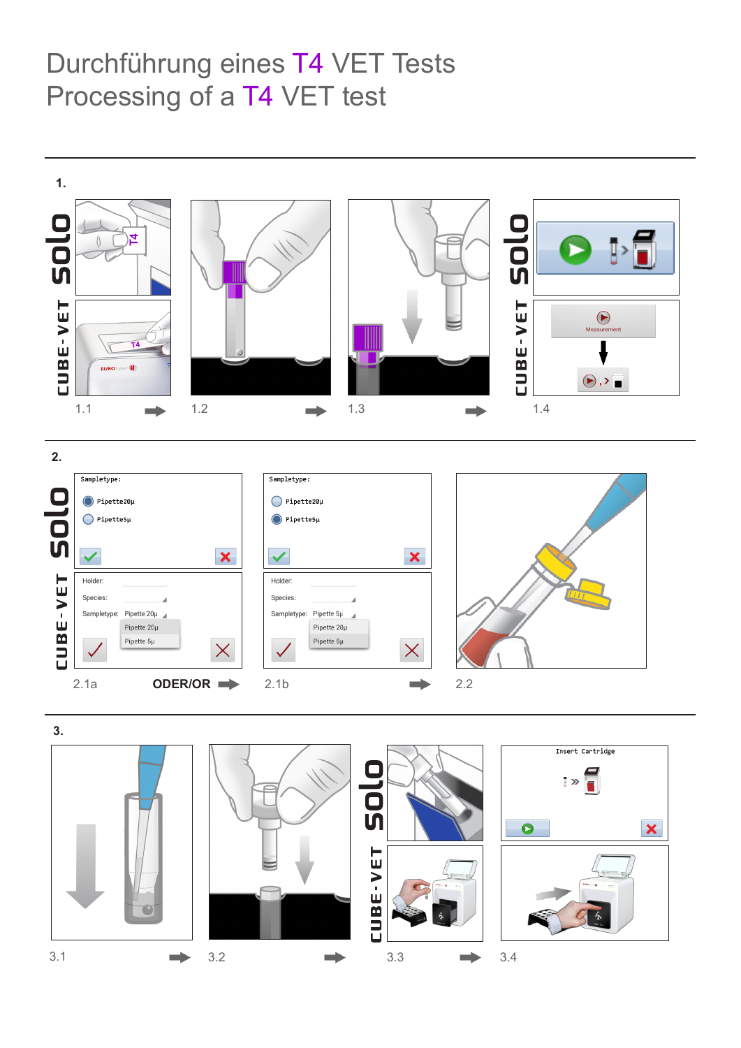# Durchführung eines T4 VET Tests
# Processing of a T4 VET test

**1.**

solo

CUBE-VET

1.1 → 1.2 → 1.3 → 1.4

**2.**

solo

Sampletype:
Pipette20µ
Pipette5µ

CUBE-VET

Holder:
Species:
Sampletype: Pipette 20µ
Pipette 20µ
Pipette 5µ

2.1a **ODER/OR** → 2.1b → 2.2

**3.**

solo

Insert Cartridge

CUBE-VET

3.1 → 3.2 → 3.3 → 3.4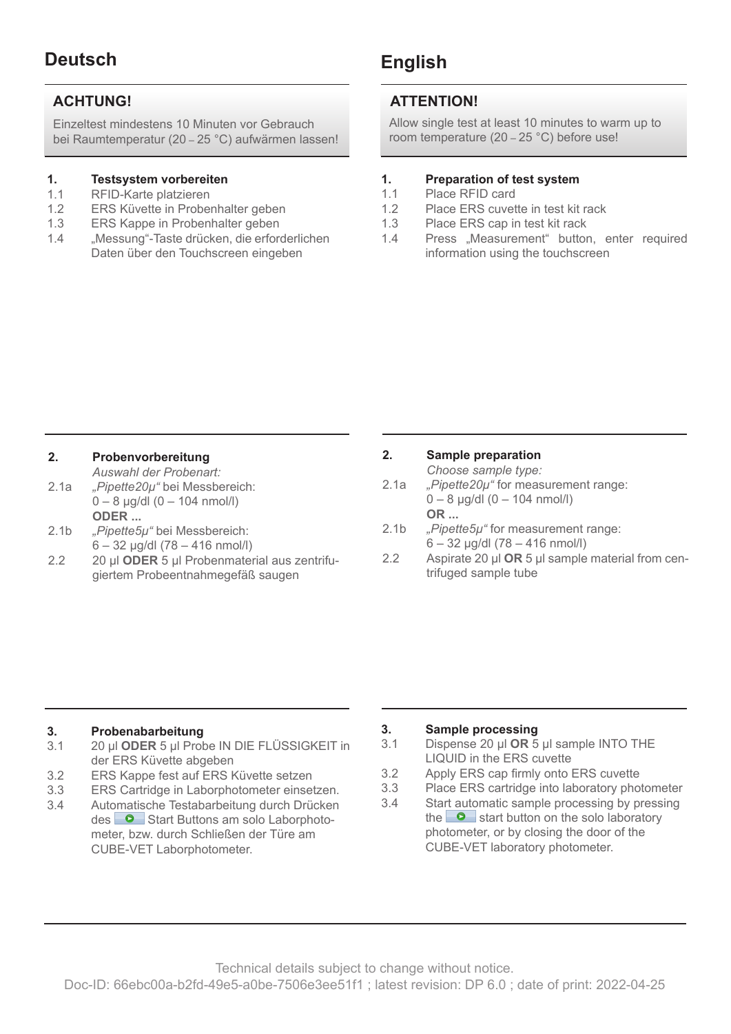## Deutsch

### ACHTUNG!

Einzeltest mindestens 10 Minuten vor Gebrauch bei Raumtemperatur (20 – 25 °C) aufwärmen lassen!

**1. Testsystem vorbereiten**

1.1 RFID-Karte platzieren
1.2 ERS Küvette in Probenhalter geben
1.3 ERS Kappe in Probenhalter geben
1.4 „Messung“-Taste drücken, die erforderlichen Daten über den Touchscreen eingeben

**2. Probenvorbereitung**

*Auswahl der Probenart:*

2.1a *„Pipette20µ“* bei Messbereich: 0 – 8 µg/dl (0 – 104 nmol/l)
**ODER ...**
2.1b *„Pipette5µ“* bei Messbereich: 6 – 32 µg/dl (78 – 416 nmol/l)
2.2 20 µl **ODER** 5 µl Probenmaterial aus zentrifugiertem Probeentnahmegefäß saugen

**3. Probenabarbeitung**

3.1 20 µl **ODER** 5 µl Probe IN DIE FLÜSSIGKEIT in der ERS Küvette abgeben
3.2 ERS Kappe fest auf ERS Küvette setzen
3.3 ERS Cartridge in Laborphotometer einsetzen.
3.4 Automatische Testabarbeitung durch Drücken des Start Buttons am solo Laborphotometer, bzw. durch Schließen der Türe am CUBE-VET Laborphotometer.

## English

### ATTENTION!

Allow single test at least 10 minutes to warm up to room temperature (20 – 25 °C) before use!

**1. Preparation of test system**

1.1 Place RFID card
1.2 Place ERS cuvette in test kit rack
1.3 Place ERS cap in test kit rack
1.4 Press „Measurement“ button, enter required information using the touchscreen

**2. Sample preparation**

*Choose sample type:*

2.1a *„Pipette20µ“* for measurement range: 0 – 8 µg/dl (0 – 104 nmol/l)
**OR ...**
2.1b *„Pipette5µ“* for measurement range: 6 – 32 µg/dl (78 – 416 nmol/l)
2.2 Aspirate 20 µl **OR** 5 µl sample material from centrifuged sample tube

**3. Sample processing**

3.1 Dispense 20 µl **OR** 5 µl sample INTO THE LIQUID in the ERS cuvette
3.2 Apply ERS cap firmly onto ERS cuvette
3.3 Place ERS cartridge into laboratory photometer
3.4 Start automatic sample processing by pressing the start button on the solo laboratory photometer, or by closing the door of the CUBE-VET laboratory photometer.

Technical details subject to change without notice.
Doc-ID: 66ebc00a-b2fd-49e5-a0be-7506e3ee51f1 ; latest revision: DP 6.0 ; date of print: 2022-04-25